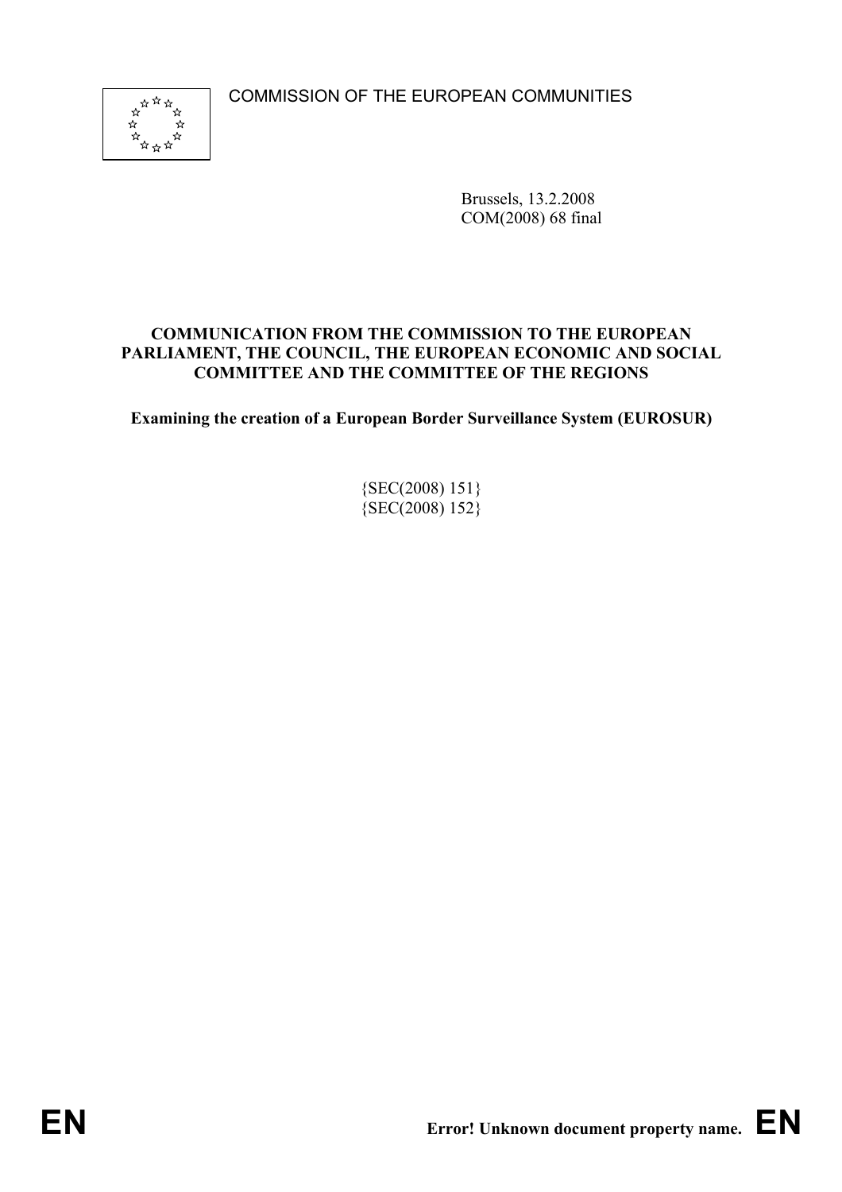COMMISSION OF THE EUROPEAN COMMUNITIES

Brussels, 13.2.2008
COM(2008) 68 final

**COMMUNICATION FROM THE COMMISSION TO THE EUROPEAN PARLIAMENT, THE COUNCIL, THE EUROPEAN ECONOMIC AND SOCIAL COMMITTEE AND THE COMMITTEE OF THE REGIONS**

**Examining the creation of a European Border Surveillance System (EUROSUR)**

{SEC(2008) 151}
{SEC(2008) 152}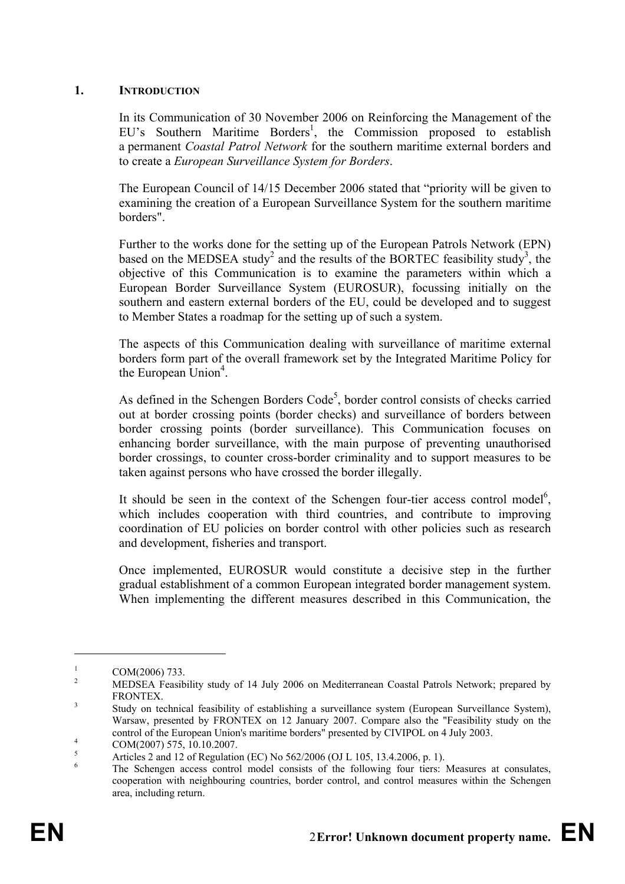## 1. INTRODUCTION

In its Communication of 30 November 2006 on Reinforcing the Management of the EU's Southern Maritime Borders[1], the Commission proposed to establish a permanent *Coastal Patrol Network* for the southern maritime external borders and to create a *European Surveillance System for Borders*.

The European Council of 14/15 December 2006 stated that "priority will be given to examining the creation of a European Surveillance System for the southern maritime borders".

Further to the works done for the setting up of the European Patrols Network (EPN) based on the MEDSEA study[2] and the results of the BORTEC feasibility study[3], the objective of this Communication is to examine the parameters within which a European Border Surveillance System (EUROSUR), focussing initially on the southern and eastern external borders of the EU, could be developed and to suggest to Member States a roadmap for the setting up of such a system.

The aspects of this Communication dealing with surveillance of maritime external borders form part of the overall framework set by the Integrated Maritime Policy for the European Union[4].

As defined in the Schengen Borders Code[5], border control consists of checks carried out at border crossing points (border checks) and surveillance of borders between border crossing points (border surveillance). This Communication focuses on enhancing border surveillance, with the main purpose of preventing unauthorised border crossings, to counter cross-border criminality and to support measures to be taken against persons who have crossed the border illegally.

It should be seen in the context of the Schengen four-tier access control model[6], which includes cooperation with third countries, and contribute to improving coordination of EU policies on border control with other policies such as research and development, fisheries and transport.

Once implemented, EUROSUR would constitute a decisive step in the further gradual establishment of a common European integrated border management system. When implementing the different measures described in this Communication, the

---

[1] COM(2006) 733.

[2] MEDSEA Feasibility study of 14 July 2006 on Mediterranean Coastal Patrols Network; prepared by FRONTEX.

[3] Study on technical feasibility of establishing a surveillance system (European Surveillance System), Warsaw, presented by FRONTEX on 12 January 2007. Compare also the "Feasibility study on the control of the European Union's maritime borders" presented by CIVIPOL on 4 July 2003.

[4] COM(2007) 575, 10.10.2007.

[5] Articles 2 and 12 of Regulation (EC) No 562/2006 (OJ L 105, 13.4.2006, p. 1).

[6] The Schengen access control model consists of the following four tiers: Measures at consulates, cooperation with neighbouring countries, border control, and control measures within the Schengen area, including return.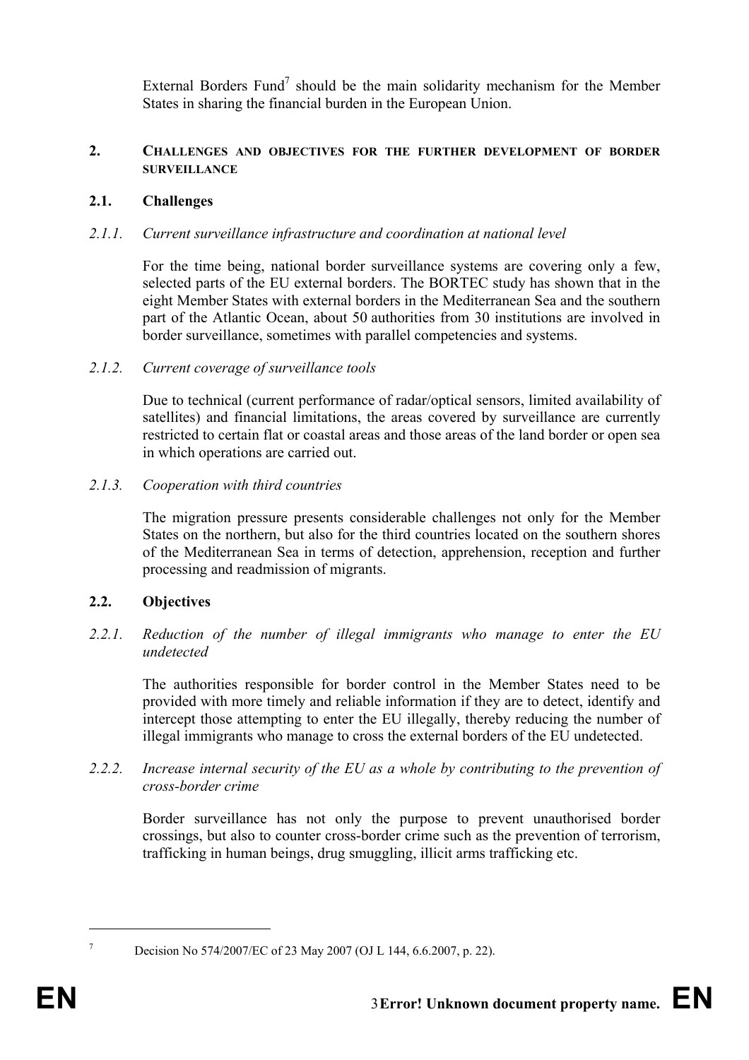External Borders Fund[7] should be the main solidarity mechanism for the Member States in sharing the financial burden in the European Union.

## 2. CHALLENGES AND OBJECTIVES FOR THE FURTHER DEVELOPMENT OF BORDER SURVEILLANCE

### 2.1. Challenges

#### *2.1.1. Current surveillance infrastructure and coordination at national level*

For the time being, national border surveillance systems are covering only a few, selected parts of the EU external borders. The BORTEC study has shown that in the eight Member States with external borders in the Mediterranean Sea and the southern part of the Atlantic Ocean, about 50 authorities from 30 institutions are involved in border surveillance, sometimes with parallel competencies and systems.

#### *2.1.2. Current coverage of surveillance tools*

Due to technical (current performance of radar/optical sensors, limited availability of satellites) and financial limitations, the areas covered by surveillance are currently restricted to certain flat or coastal areas and those areas of the land border or open sea in which operations are carried out.

#### *2.1.3. Cooperation with third countries*

The migration pressure presents considerable challenges not only for the Member States on the northern, but also for the third countries located on the southern shores of the Mediterranean Sea in terms of detection, apprehension, reception and further processing and readmission of migrants.

### 2.2. Objectives

#### *2.2.1. Reduction of the number of illegal immigrants who manage to enter the EU undetected*

The authorities responsible for border control in the Member States need to be provided with more timely and reliable information if they are to detect, identify and intercept those attempting to enter the EU illegally, thereby reducing the number of illegal immigrants who manage to cross the external borders of the EU undetected.

#### *2.2.2. Increase internal security of the EU as a whole by contributing to the prevention of cross-border crime*

Border surveillance has not only the purpose to prevent unauthorised border crossings, but also to counter cross-border crime such as the prevention of terrorism, trafficking in human beings, drug smuggling, illicit arms trafficking etc.

---

[7] Decision No 574/2007/EC of 23 May 2007 (OJ L 144, 6.6.2007, p. 22).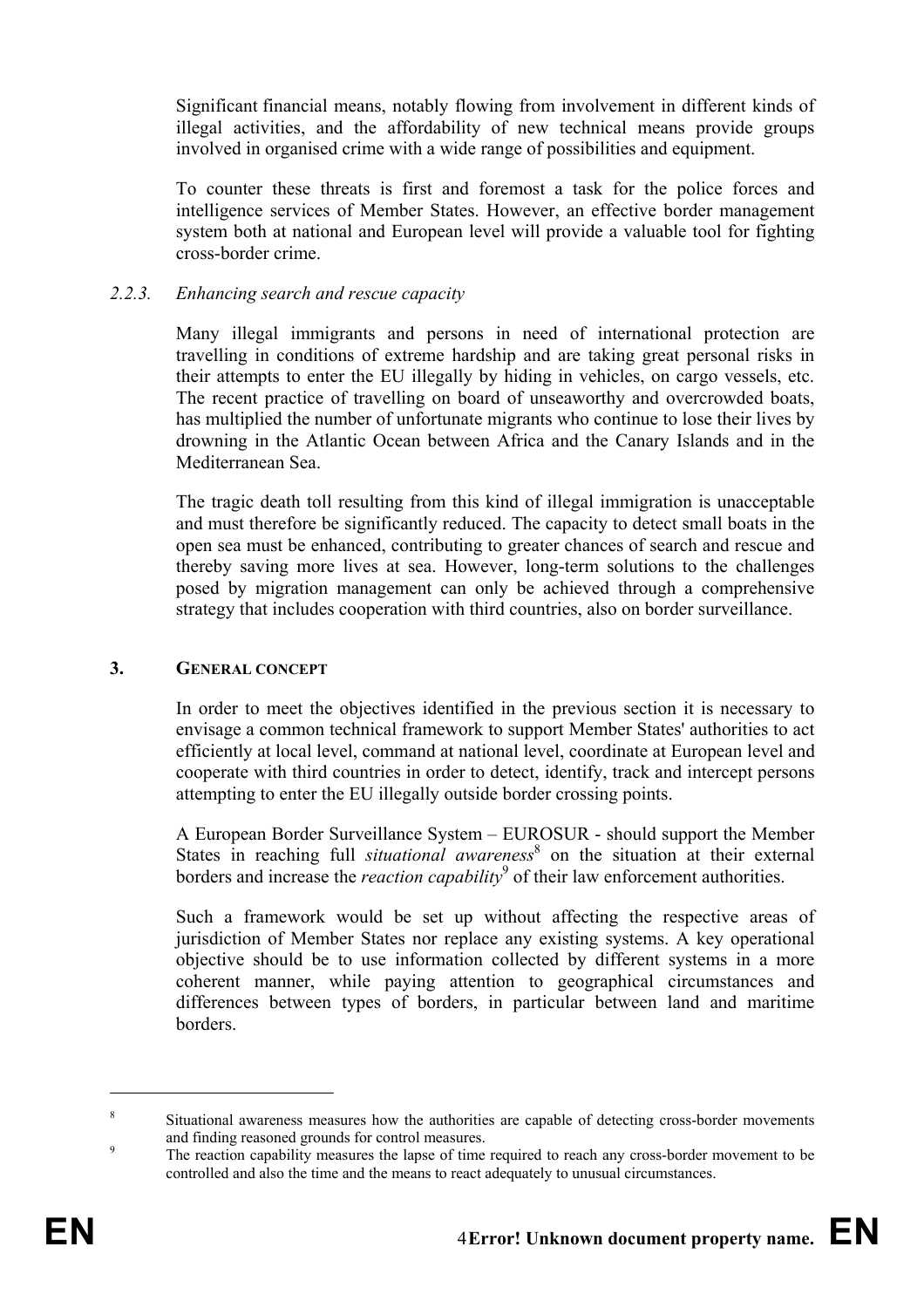Significant financial means, notably flowing from involvement in different kinds of illegal activities, and the affordability of new technical means provide groups involved in organised crime with a wide range of possibilities and equipment.

To counter these threats is first and foremost a task for the police forces and intelligence services of Member States. However, an effective border management system both at national and European level will provide a valuable tool for fighting cross-border crime.

#### *2.2.3. Enhancing search and rescue capacity*

Many illegal immigrants and persons in need of international protection are travelling in conditions of extreme hardship and are taking great personal risks in their attempts to enter the EU illegally by hiding in vehicles, on cargo vessels, etc. The recent practice of travelling on board of unseaworthy and overcrowded boats, has multiplied the number of unfortunate migrants who continue to lose their lives by drowning in the Atlantic Ocean between Africa and the Canary Islands and in the Mediterranean Sea.

The tragic death toll resulting from this kind of illegal immigration is unacceptable and must therefore be significantly reduced. The capacity to detect small boats in the open sea must be enhanced, contributing to greater chances of search and rescue and thereby saving more lives at sea. However, long-term solutions to the challenges posed by migration management can only be achieved through a comprehensive strategy that includes cooperation with third countries, also on border surveillance.

## 3. GENERAL CONCEPT

In order to meet the objectives identified in the previous section it is necessary to envisage a common technical framework to support Member States' authorities to act efficiently at local level, command at national level, coordinate at European level and cooperate with third countries in order to detect, identify, track and intercept persons attempting to enter the EU illegally outside border crossing points.

A European Border Surveillance System – EUROSUR - should support the Member States in reaching full *situational awareness*[8] on the situation at their external borders and increase the *reaction capability*[9] of their law enforcement authorities.

Such a framework would be set up without affecting the respective areas of jurisdiction of Member States nor replace any existing systems. A key operational objective should be to use information collected by different systems in a more coherent manner, while paying attention to geographical circumstances and differences between types of borders, in particular between land and maritime borders.

---

[8] Situational awareness measures how the authorities are capable of detecting cross-border movements and finding reasoned grounds for control measures.

[9] The reaction capability measures the lapse of time required to reach any cross-border movement to be controlled and also the time and the means to react adequately to unusual circumstances.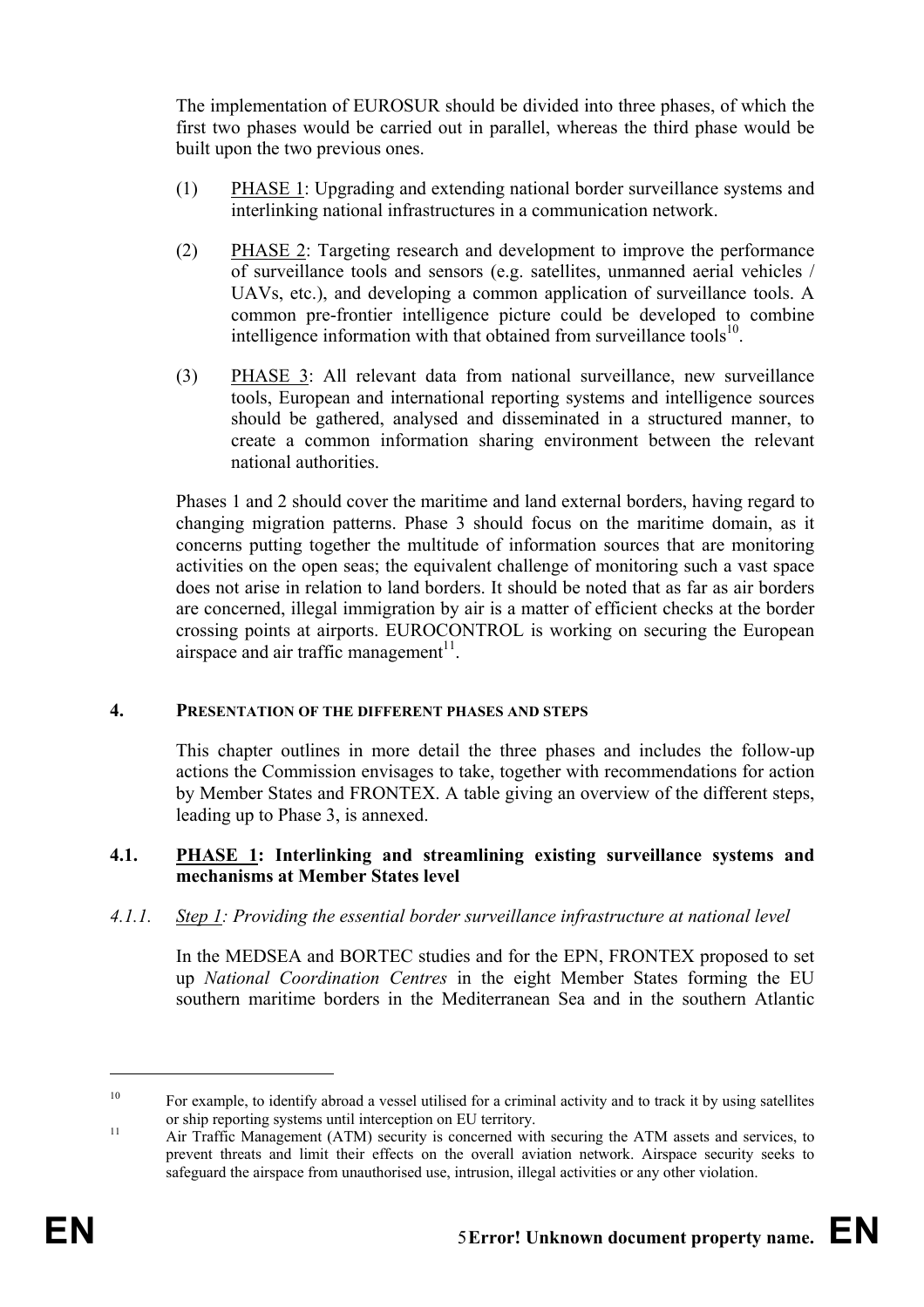The implementation of EUROSUR should be divided into three phases, of which the first two phases would be carried out in parallel, whereas the third phase would be built upon the two previous ones.

(1) PHASE 1: Upgrading and extending national border surveillance systems and interlinking national infrastructures in a communication network.

(2) PHASE 2: Targeting research and development to improve the performance of surveillance tools and sensors (e.g. satellites, unmanned aerial vehicles / UAVs, etc.), and developing a common application of surveillance tools. A common pre-frontier intelligence picture could be developed to combine intelligence information with that obtained from surveillance tools[10].

(3) PHASE 3: All relevant data from national surveillance, new surveillance tools, European and international reporting systems and intelligence sources should be gathered, analysed and disseminated in a structured manner, to create a common information sharing environment between the relevant national authorities.

Phases 1 and 2 should cover the maritime and land external borders, having regard to changing migration patterns. Phase 3 should focus on the maritime domain, as it concerns putting together the multitude of information sources that are monitoring activities on the open seas; the equivalent challenge of monitoring such a vast space does not arise in relation to land borders. It should be noted that as far as air borders are concerned, illegal immigration by air is a matter of efficient checks at the border crossing points at airports. EUROCONTROL is working on securing the European airspace and air traffic management[11].

## 4. PRESENTATION OF THE DIFFERENT PHASES AND STEPS

This chapter outlines in more detail the three phases and includes the follow-up actions the Commission envisages to take, together with recommendations for action by Member States and FRONTEX. A table giving an overview of the different steps, leading up to Phase 3, is annexed.

### 4.1. PHASE 1: Interlinking and streamlining existing surveillance systems and mechanisms at Member States level

#### *4.1.1. Step 1: Providing the essential border surveillance infrastructure at national level*

In the MEDSEA and BORTEC studies and for the EPN, FRONTEX proposed to set up *National Coordination Centres* in the eight Member States forming the EU southern maritime borders in the Mediterranean Sea and in the southern Atlantic

---

[10] For example, to identify abroad a vessel utilised for a criminal activity and to track it by using satellites or ship reporting systems until interception on EU territory.

[11] Air Traffic Management (ATM) security is concerned with securing the ATM assets and services, to prevent threats and limit their effects on the overall aviation network. Airspace security seeks to safeguard the airspace from unauthorised use, intrusion, illegal activities or any other violation.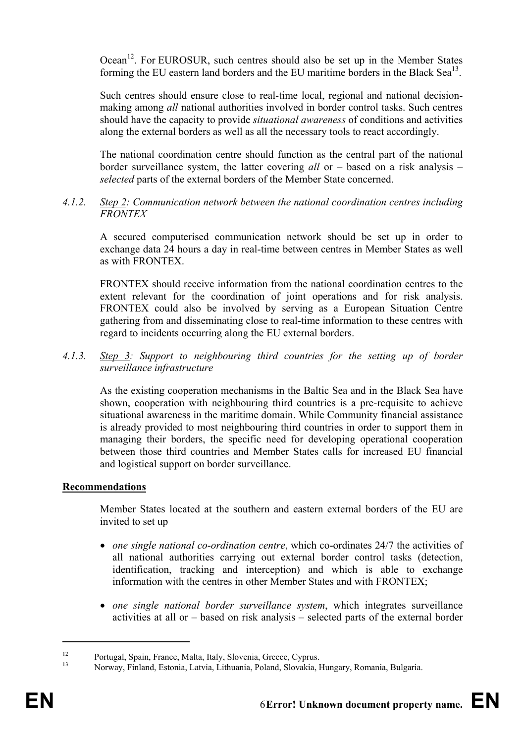Ocean[12]. For EUROSUR, such centres should also be set up in the Member States forming the EU eastern land borders and the EU maritime borders in the Black Sea[13].

Such centres should ensure close to real-time local, regional and national decision-making among *all* national authorities involved in border control tasks. Such centres should have the capacity to provide *situational awareness* of conditions and activities along the external borders as well as all the necessary tools to react accordingly.

The national coordination centre should function as the central part of the national border surveillance system, the latter covering *all* or – based on a risk analysis – *selected* parts of the external borders of the Member State concerned.

#### 4.1.2. *Step 2: Communication network between the national coordination centres including FRONTEX*

A secured computerised communication network should be set up in order to exchange data 24 hours a day in real-time between centres in Member States as well as with FRONTEX.

FRONTEX should receive information from the national coordination centres to the extent relevant for the coordination of joint operations and for risk analysis. FRONTEX could also be involved by serving as a European Situation Centre gathering from and disseminating close to real-time information to these centres with regard to incidents occurring along the EU external borders.

#### 4.1.3. *Step 3: Support to neighbouring third countries for the setting up of border surveillance infrastructure*

As the existing cooperation mechanisms in the Baltic Sea and in the Black Sea have shown, cooperation with neighbouring third countries is a pre-requisite to achieve situational awareness in the maritime domain. While Community financial assistance is already provided to most neighbouring third countries in order to support them in managing their borders, the specific need for developing operational cooperation between those third countries and Member States calls for increased EU financial and logistical support on border surveillance.

**Recommendations**

Member States located at the southern and eastern external borders of the EU are invited to set up

- *one single national co-ordination centre*, which co-ordinates 24/7 the activities of all national authorities carrying out external border control tasks (detection, identification, tracking and interception) and which is able to exchange information with the centres in other Member States and with FRONTEX;
- *one single national border surveillance system*, which integrates surveillance activities at all or – based on risk analysis – selected parts of the external border

[12] Portugal, Spain, France, Malta, Italy, Slovenia, Greece, Cyprus.

[13] Norway, Finland, Estonia, Latvia, Lithuania, Poland, Slovakia, Hungary, Romania, Bulgaria.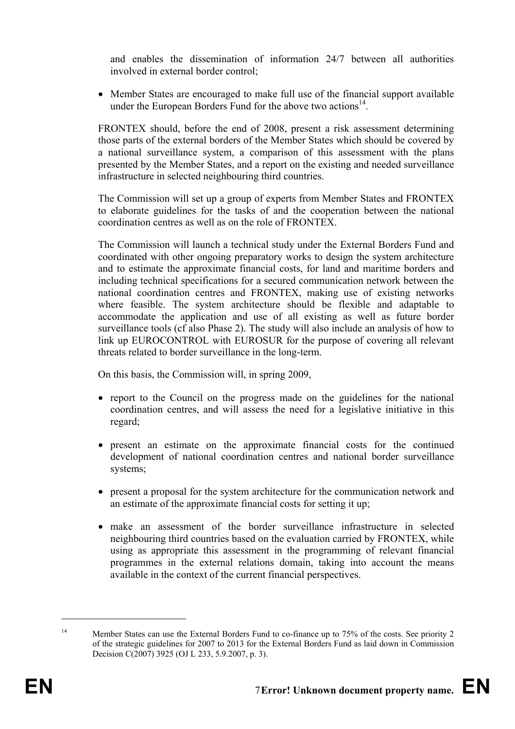and enables the dissemination of information 24/7 between all authorities involved in external border control;

- Member States are encouraged to make full use of the financial support available under the European Borders Fund for the above two actions[14].

FRONTEX should, before the end of 2008, present a risk assessment determining those parts of the external borders of the Member States which should be covered by a national surveillance system, a comparison of this assessment with the plans presented by the Member States, and a report on the existing and needed surveillance infrastructure in selected neighbouring third countries.

The Commission will set up a group of experts from Member States and FRONTEX to elaborate guidelines for the tasks of and the cooperation between the national coordination centres as well as on the role of FRONTEX.

The Commission will launch a technical study under the External Borders Fund and coordinated with other ongoing preparatory works to design the system architecture and to estimate the approximate financial costs, for land and maritime borders and including technical specifications for a secured communication network between the national coordination centres and FRONTEX, making use of existing networks where feasible. The system architecture should be flexible and adaptable to accommodate the application and use of all existing as well as future border surveillance tools (cf also Phase 2). The study will also include an analysis of how to link up EUROCONTROL with EUROSUR for the purpose of covering all relevant threats related to border surveillance in the long-term.

On this basis, the Commission will, in spring 2009,

- report to the Council on the progress made on the guidelines for the national coordination centres, and will assess the need for a legislative initiative in this regard;
- present an estimate on the approximate financial costs for the continued development of national coordination centres and national border surveillance systems;
- present a proposal for the system architecture for the communication network and an estimate of the approximate financial costs for setting it up;
- make an assessment of the border surveillance infrastructure in selected neighbouring third countries based on the evaluation carried by FRONTEX, while using as appropriate this assessment in the programming of relevant financial programmes in the external relations domain, taking into account the means available in the context of the current financial perspectives.

---

[14] Member States can use the External Borders Fund to co-finance up to 75% of the costs. See priority 2 of the strategic guidelines for 2007 to 2013 for the External Borders Fund as laid down in Commission Decision C(2007) 3925 (OJ L 233, 5.9.2007, p. 3).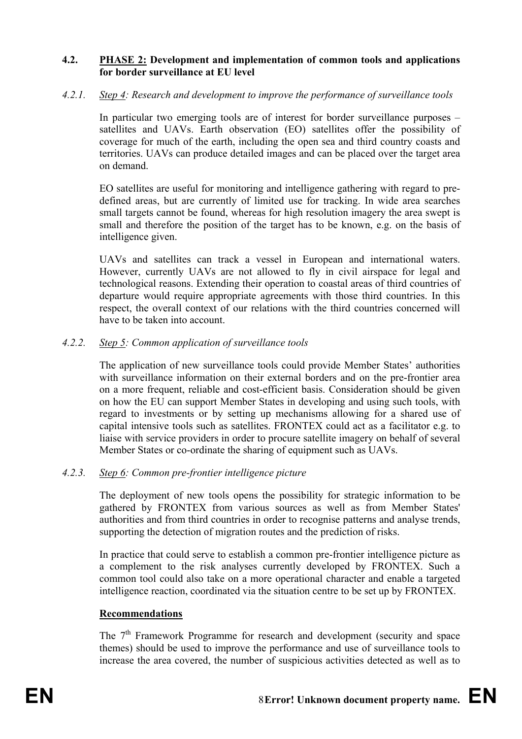## 4.2. PHASE 2: Development and implementation of common tools and applications for border surveillance at EU level

### 4.2.1. *Step 4: Research and development to improve the performance of surveillance tools*

In particular two emerging tools are of interest for border surveillance purposes – satellites and UAVs. Earth observation (EO) satellites offer the possibility of coverage for much of the earth, including the open sea and third country coasts and territories. UAVs can produce detailed images and can be placed over the target area on demand.

EO satellites are useful for monitoring and intelligence gathering with regard to pre-defined areas, but are currently of limited use for tracking. In wide area searches small targets cannot be found, whereas for high resolution imagery the area swept is small and therefore the position of the target has to be known, e.g. on the basis of intelligence given.

UAVs and satellites can track a vessel in European and international waters. However, currently UAVs are not allowed to fly in civil airspace for legal and technological reasons. Extending their operation to coastal areas of third countries of departure would require appropriate agreements with those third countries. In this respect, the overall context of our relations with the third countries concerned will have to be taken into account.

### 4.2.2. *Step 5: Common application of surveillance tools*

The application of new surveillance tools could provide Member States' authorities with surveillance information on their external borders and on the pre-frontier area on a more frequent, reliable and cost-efficient basis. Consideration should be given on how the EU can support Member States in developing and using such tools, with regard to investments or by setting up mechanisms allowing for a shared use of capital intensive tools such as satellites. FRONTEX could act as a facilitator e.g. to liaise with service providers in order to procure satellite imagery on behalf of several Member States or co-ordinate the sharing of equipment such as UAVs.

### 4.2.3. *Step 6: Common pre-frontier intelligence picture*

The deployment of new tools opens the possibility for strategic information to be gathered by FRONTEX from various sources as well as from Member States' authorities and from third countries in order to recognise patterns and analyse trends, supporting the detection of migration routes and the prediction of risks.

In practice that could serve to establish a common pre-frontier intelligence picture as a complement to the risk analyses currently developed by FRONTEX. Such a common tool could also take on a more operational character and enable a targeted intelligence reaction, coordinated via the situation centre to be set up by FRONTEX.

**Recommendations**

The 7th Framework Programme for research and development (security and space themes) should be used to improve the performance and use of surveillance tools to increase the area covered, the number of suspicious activities detected as well as to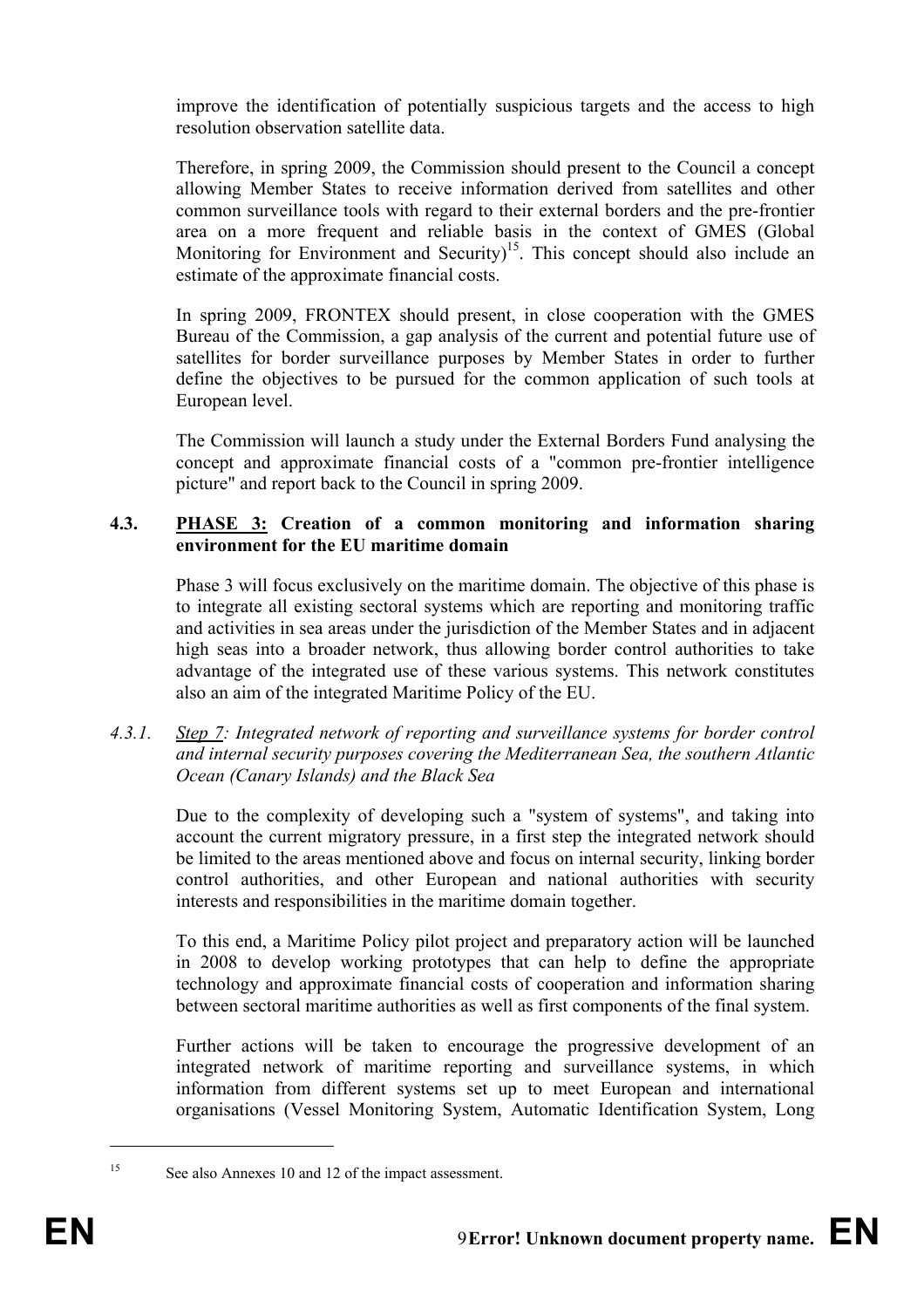improve the identification of potentially suspicious targets and the access to high resolution observation satellite data.

Therefore, in spring 2009, the Commission should present to the Council a concept allowing Member States to receive information derived from satellites and other common surveillance tools with regard to their external borders and the pre-frontier area on a more frequent and reliable basis in the context of GMES (Global Monitoring for Environment and Security)[15]. This concept should also include an estimate of the approximate financial costs.

In spring 2009, FRONTEX should present, in close cooperation with the GMES Bureau of the Commission, a gap analysis of the current and potential future use of satellites for border surveillance purposes by Member States in order to further define the objectives to be pursued for the common application of such tools at European level.

The Commission will launch a study under the External Borders Fund analysing the concept and approximate financial costs of a "common pre-frontier intelligence picture" and report back to the Council in spring 2009.

### 4.3. PHASE 3: Creation of a common monitoring and information sharing environment for the EU maritime domain

Phase 3 will focus exclusively on the maritime domain. The objective of this phase is to integrate all existing sectoral systems which are reporting and monitoring traffic and activities in sea areas under the jurisdiction of the Member States and in adjacent high seas into a broader network, thus allowing border control authorities to take advantage of the integrated use of these various systems. This network constitutes also an aim of the integrated Maritime Policy of the EU.

#### 4.3.1. *Step 7: Integrated network of reporting and surveillance systems for border control and internal security purposes covering the Mediterranean Sea, the southern Atlantic Ocean (Canary Islands) and the Black Sea*

Due to the complexity of developing such a "system of systems", and taking into account the current migratory pressure, in a first step the integrated network should be limited to the areas mentioned above and focus on internal security, linking border control authorities, and other European and national authorities with security interests and responsibilities in the maritime domain together.

To this end, a Maritime Policy pilot project and preparatory action will be launched in 2008 to develop working prototypes that can help to define the appropriate technology and approximate financial costs of cooperation and information sharing between sectoral maritime authorities as well as first components of the final system.

Further actions will be taken to encourage the progressive development of an integrated network of maritime reporting and surveillance systems, in which information from different systems set up to meet European and international organisations (Vessel Monitoring System, Automatic Identification System, Long

---

[15] See also Annexes 10 and 12 of the impact assessment.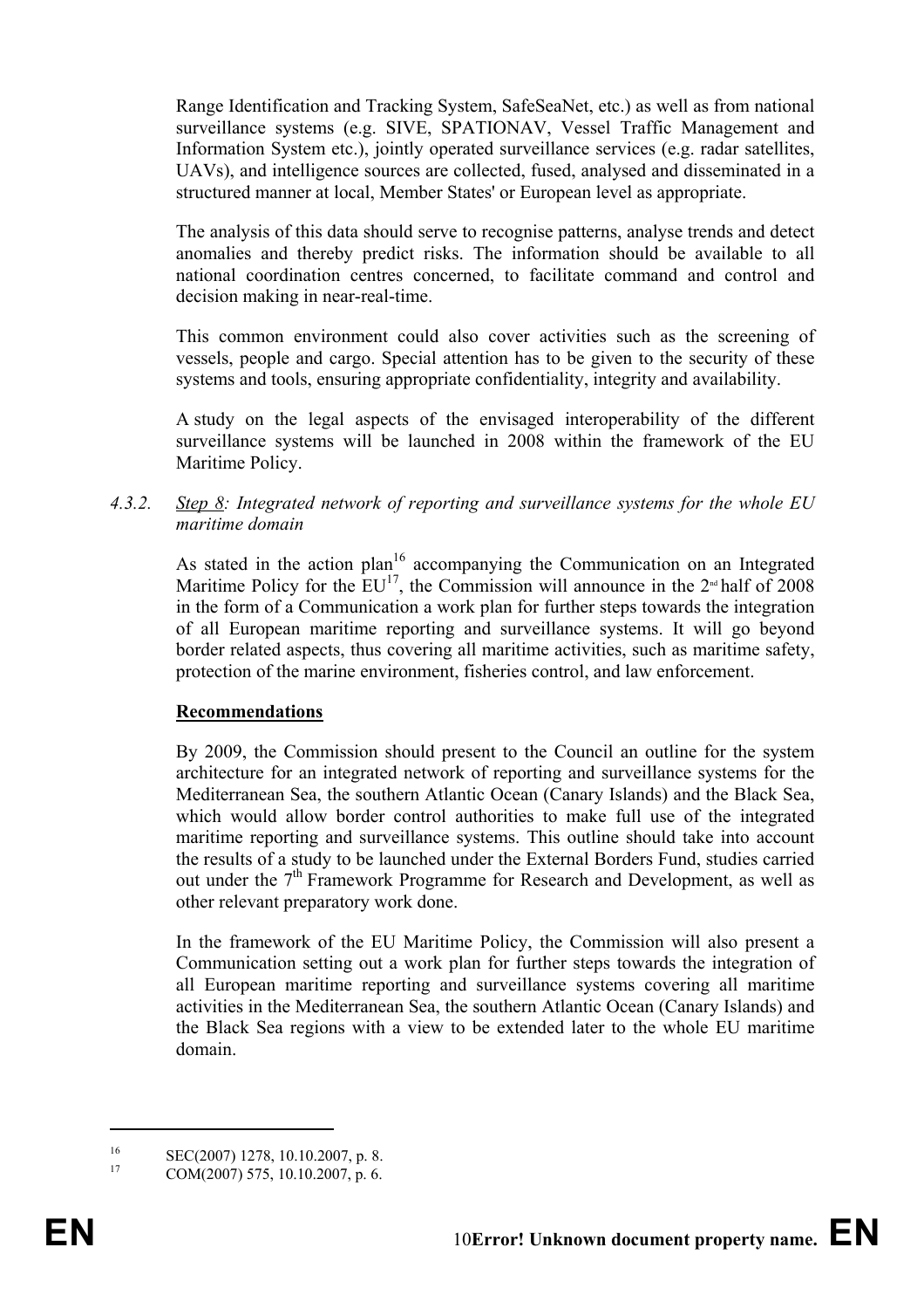Range Identification and Tracking System, SafeSeaNet, etc.) as well as from national surveillance systems (e.g. SIVE, SPATIONAV, Vessel Traffic Management and Information System etc.), jointly operated surveillance services (e.g. radar satellites, UAVs), and intelligence sources are collected, fused, analysed and disseminated in a structured manner at local, Member States' or European level as appropriate.

The analysis of this data should serve to recognise patterns, analyse trends and detect anomalies and thereby predict risks. The information should be available to all national coordination centres concerned, to facilitate command and control and decision making in near-real-time.

This common environment could also cover activities such as the screening of vessels, people and cargo. Special attention has to be given to the security of these systems and tools, ensuring appropriate confidentiality, integrity and availability.

A study on the legal aspects of the envisaged interoperability of the different surveillance systems will be launched in 2008 within the framework of the EU Maritime Policy.

#### 4.3.2. *Step 8: Integrated network of reporting and surveillance systems for the whole EU maritime domain*

As stated in the action plan[16] accompanying the Communication on an Integrated Maritime Policy for the EU[17], the Commission will announce in the 2nd half of 2008 in the form of a Communication a work plan for further steps towards the integration of all European maritime reporting and surveillance systems. It will go beyond border related aspects, thus covering all maritime activities, such as maritime safety, protection of the marine environment, fisheries control, and law enforcement.

**Recommendations**

By 2009, the Commission should present to the Council an outline for the system architecture for an integrated network of reporting and surveillance systems for the Mediterranean Sea, the southern Atlantic Ocean (Canary Islands) and the Black Sea, which would allow border control authorities to make full use of the integrated maritime reporting and surveillance systems. This outline should take into account the results of a study to be launched under the External Borders Fund, studies carried out under the 7th Framework Programme for Research and Development, as well as other relevant preparatory work done.

In the framework of the EU Maritime Policy, the Commission will also present a Communication setting out a work plan for further steps towards the integration of all European maritime reporting and surveillance systems covering all maritime activities in the Mediterranean Sea, the southern Atlantic Ocean (Canary Islands) and the Black Sea regions with a view to be extended later to the whole EU maritime domain.

---

[16] SEC(2007) 1278, 10.10.2007, p. 8.

[17] COM(2007) 575, 10.10.2007, p. 6.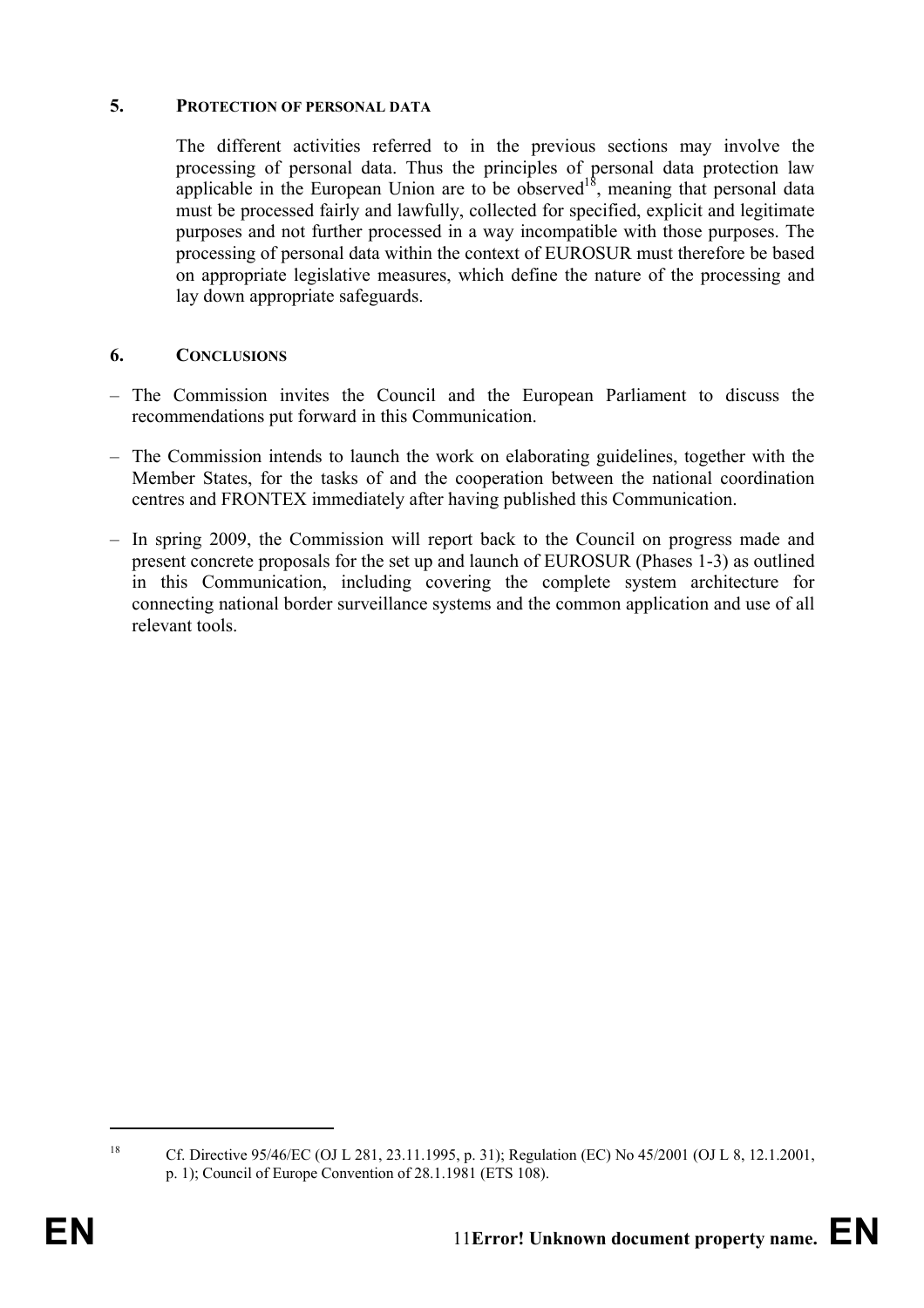## 5. PROTECTION OF PERSONAL DATA

The different activities referred to in the previous sections may involve the processing of personal data. Thus the principles of personal data protection law applicable in the European Union are to be observed[18], meaning that personal data must be processed fairly and lawfully, collected for specified, explicit and legitimate purposes and not further processed in a way incompatible with those purposes. The processing of personal data within the context of EUROSUR must therefore be based on appropriate legislative measures, which define the nature of the processing and lay down appropriate safeguards.

## 6. CONCLUSIONS

– The Commission invites the Council and the European Parliament to discuss the recommendations put forward in this Communication.

– The Commission intends to launch the work on elaborating guidelines, together with the Member States, for the tasks of and the cooperation between the national coordination centres and FRONTEX immediately after having published this Communication.

– In spring 2009, the Commission will report back to the Council on progress made and present concrete proposals for the set up and launch of EUROSUR (Phases 1-3) as outlined in this Communication, including covering the complete system architecture for connecting national border surveillance systems and the common application and use of all relevant tools.

---

[18] Cf. Directive 95/46/EC (OJ L 281, 23.11.1995, p. 31); Regulation (EC) No 45/2001 (OJ L 8, 12.1.2001, p. 1); Council of Europe Convention of 28.1.1981 (ETS 108).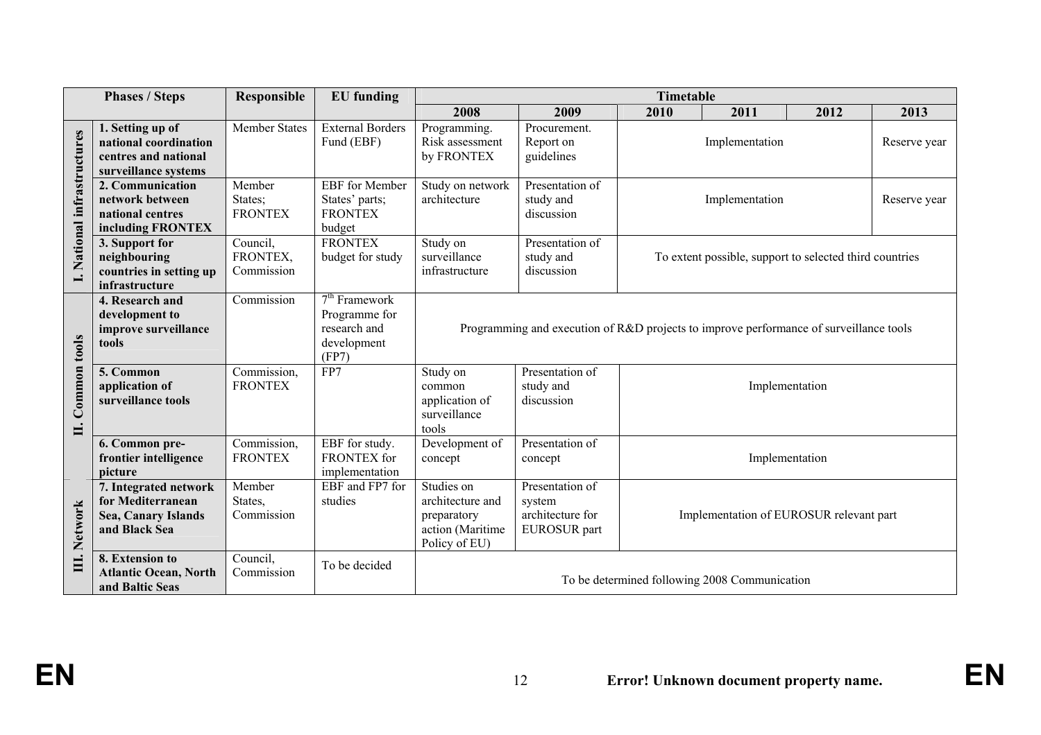| Phases / Steps | | Responsible | EU funding | Timetable | | | | | |
|---|---|---|---|---|---|---|---|---|---|
| | | | | 2008 | 2009 | 2010 | 2011 | 2012 | 2013 |
| I. National infrastructures | **1. Setting up of national coordination centres and national surveillance systems** | Member States | External Borders Fund (EBF) | Programming. Risk assessment by FRONTEX | Procurement. Report on guidelines | Implementation | | | Reserve year |
| | **2. Communication network between national centres including FRONTEX** | Member States; FRONTEX | EBF for Member States' parts; FRONTEX budget | Study on network architecture | Presentation of study and discussion | Implementation | | | Reserve year |
| | **3. Support for neighbouring countries in setting up infrastructure** | Council, FRONTEX, Commission | FRONTEX budget for study | Study on surveillance infrastructure | Presentation of study and discussion | To extent possible, support to selected third countries | | | |
| II. Common tools | **4. Research and development to improve surveillance tools** | Commission | 7th Framework Programme for research and development (FP7) | Programming and execution of R&D projects to improve performance of surveillance tools | | | | | |
| | **5. Common application of surveillance tools** | Commission, FRONTEX | FP7 | Study on common application of surveillance tools | Presentation of study and discussion | Implementation | | | |
| | **6. Common pre-frontier intelligence picture** | Commission, FRONTEX | EBF for study. FRONTEX for implementation | Development of concept | Presentation of concept | Implementation | | | |
| III. Network | **7. Integrated network for Mediterranean Sea, Canary Islands and Black Sea** | Member States, Commission | EBF and FP7 for studies | Studies on architecture and preparatory action (Maritime Policy of EU) | Presentation of system architecture for EUROSUR part | Implementation of EUROSUR relevant part | | | |
| | **8. Extension to Atlantic Ocean, North and Baltic Seas** | Council, Commission | To be decided | To be determined following 2008 Communication | | | | | |